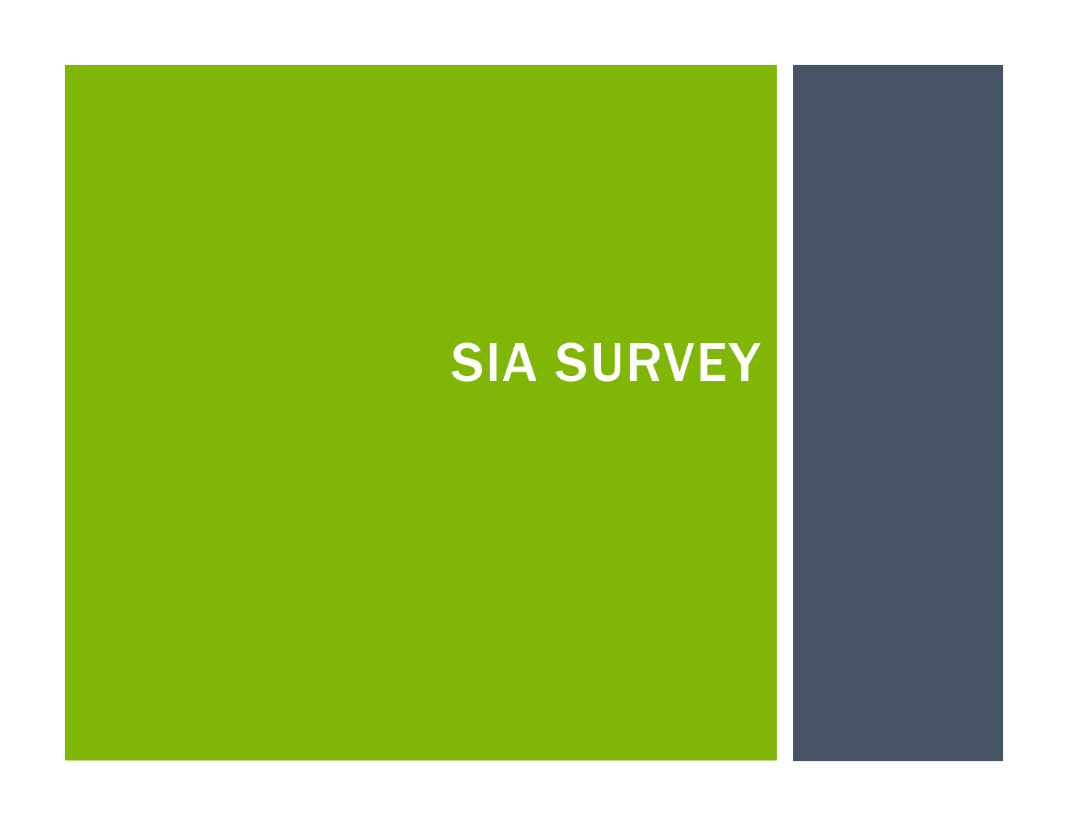# SIA SURVEY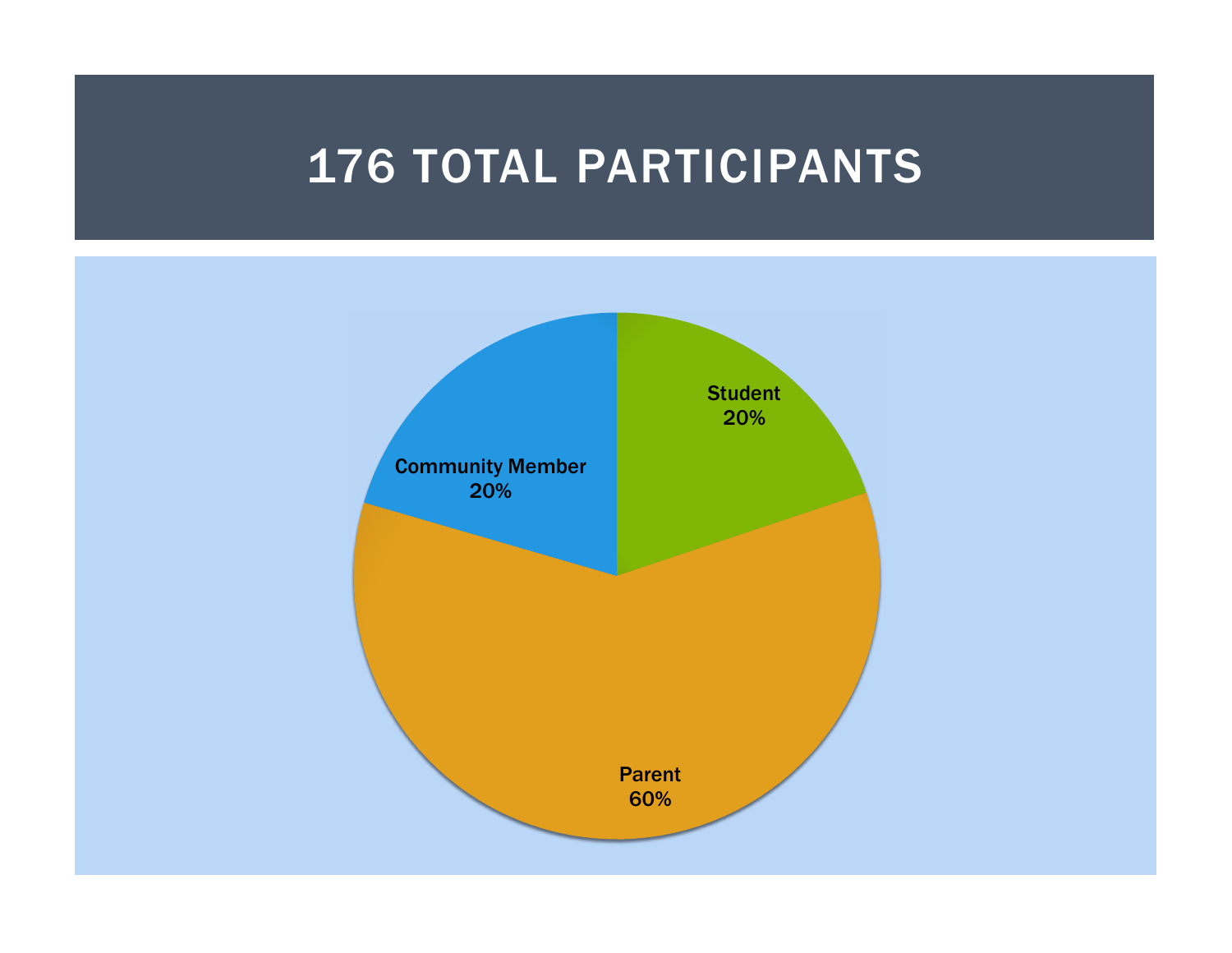# 176 TOTAL PARTICIPANTS

Student 20%

Community Member 20%

Parent 60%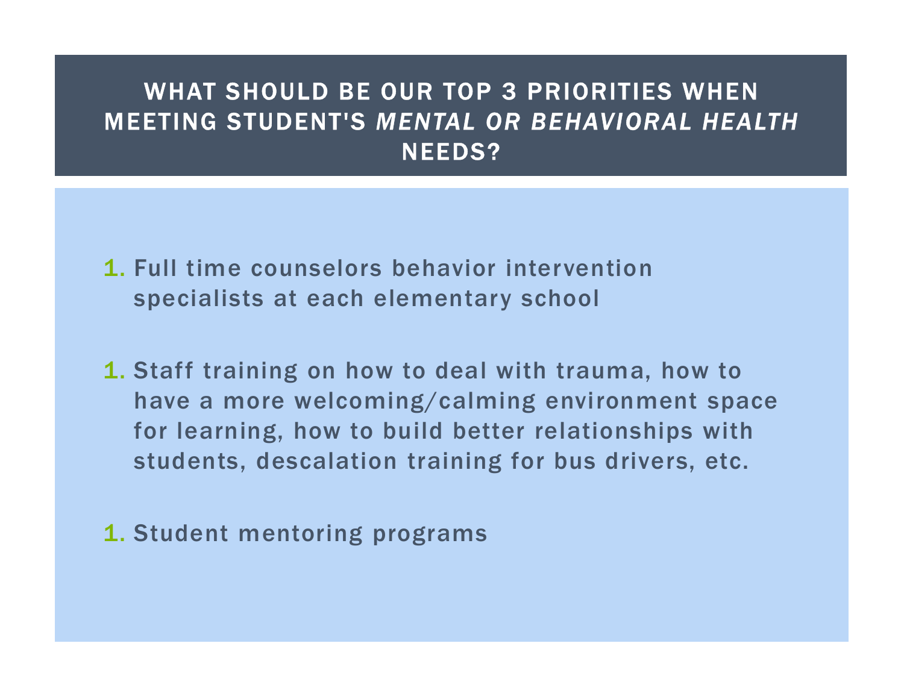# WHAT SHOULD BE OUR TOP 3 PRIORITIES WHEN MEETING STUDENT'S *MENTAL OR BEHAVIORAL HEALTH* NEEDS?

1. Full time counselors behavior intervention specialists at each elementary school

1. Staff training on how to deal with trauma, how to have a more welcoming/calming environment space for learning, how to build better relationships with students, descalation training for bus drivers, etc.

1. Student mentoring programs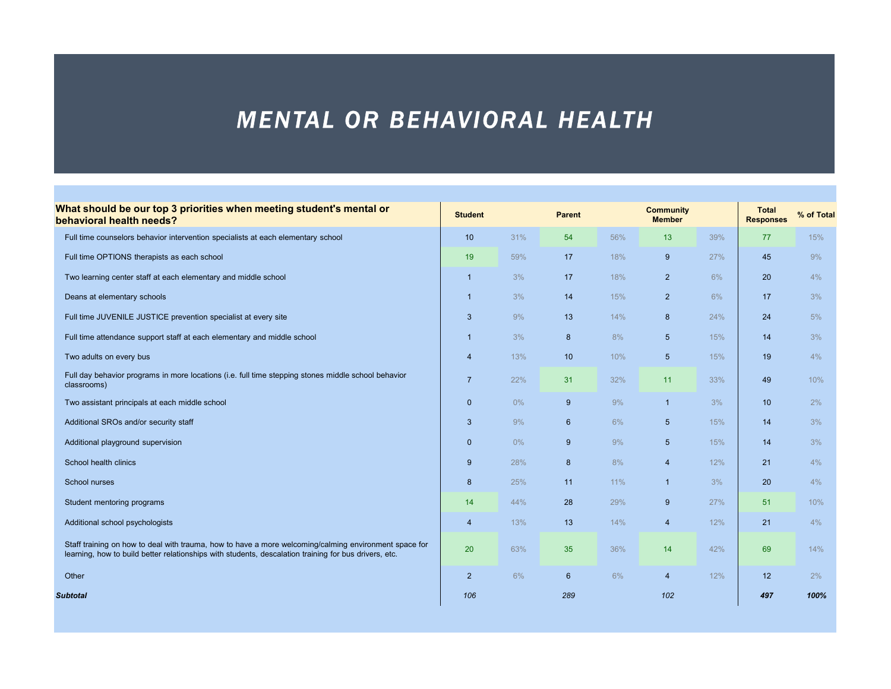# MENTAL OR BEHAVIORAL HEALTH

| What should be our top 3 priorities when meeting student's mental or behavioral health needs? | Student | | Parent | | Community Member | | Total Responses | % of Total |
|---|---|---|---|---|---|---|---|---|
| Full time counselors behavior intervention specialists at each elementary school | 10 | 31% | 54 | 56% | 13 | 39% | 77 | 15% |
| Full time OPTIONS therapists as each school | 19 | 59% | 17 | 18% | 9 | 27% | 45 | 9% |
| Two learning center staff at each elementary and middle school | 1 | 3% | 17 | 18% | 2 | 6% | 20 | 4% |
| Deans at elementary schools | 1 | 3% | 14 | 15% | 2 | 6% | 17 | 3% |
| Full time JUVENILE JUSTICE prevention specialist at every site | 3 | 9% | 13 | 14% | 8 | 24% | 24 | 5% |
| Full time attendance support staff at each elementary and middle school | 1 | 3% | 8 | 8% | 5 | 15% | 14 | 3% |
| Two adults on every bus | 4 | 13% | 10 | 10% | 5 | 15% | 19 | 4% |
| Full day behavior programs in more locations (i.e. full time stepping stones middle school behavior classrooms) | 7 | 22% | 31 | 32% | 11 | 33% | 49 | 10% |
| Two assistant principals at each middle school | 0 | 0% | 9 | 9% | 1 | 3% | 10 | 2% |
| Additional SROs and/or security staff | 3 | 9% | 6 | 6% | 5 | 15% | 14 | 3% |
| Additional playground supervision | 0 | 0% | 9 | 9% | 5 | 15% | 14 | 3% |
| School health clinics | 9 | 28% | 8 | 8% | 4 | 12% | 21 | 4% |
| School nurses | 8 | 25% | 11 | 11% | 1 | 3% | 20 | 4% |
| Student mentoring programs | 14 | 44% | 28 | 29% | 9 | 27% | 51 | 10% |
| Additional school psychologists | 4 | 13% | 13 | 14% | 4 | 12% | 21 | 4% |
| Staff training on how to deal with trauma, how to have a more welcoming/calming environment space for learning, how to build better relationships with students, descalation training for bus drivers, etc. | 20 | 63% | 35 | 36% | 14 | 42% | 69 | 14% |
| Other | 2 | 6% | 6 | 6% | 4 | 12% | 12 | 2% |
| ***Subtotal*** | *106* | | *289* | | *102* | | ***497*** | ***100%*** |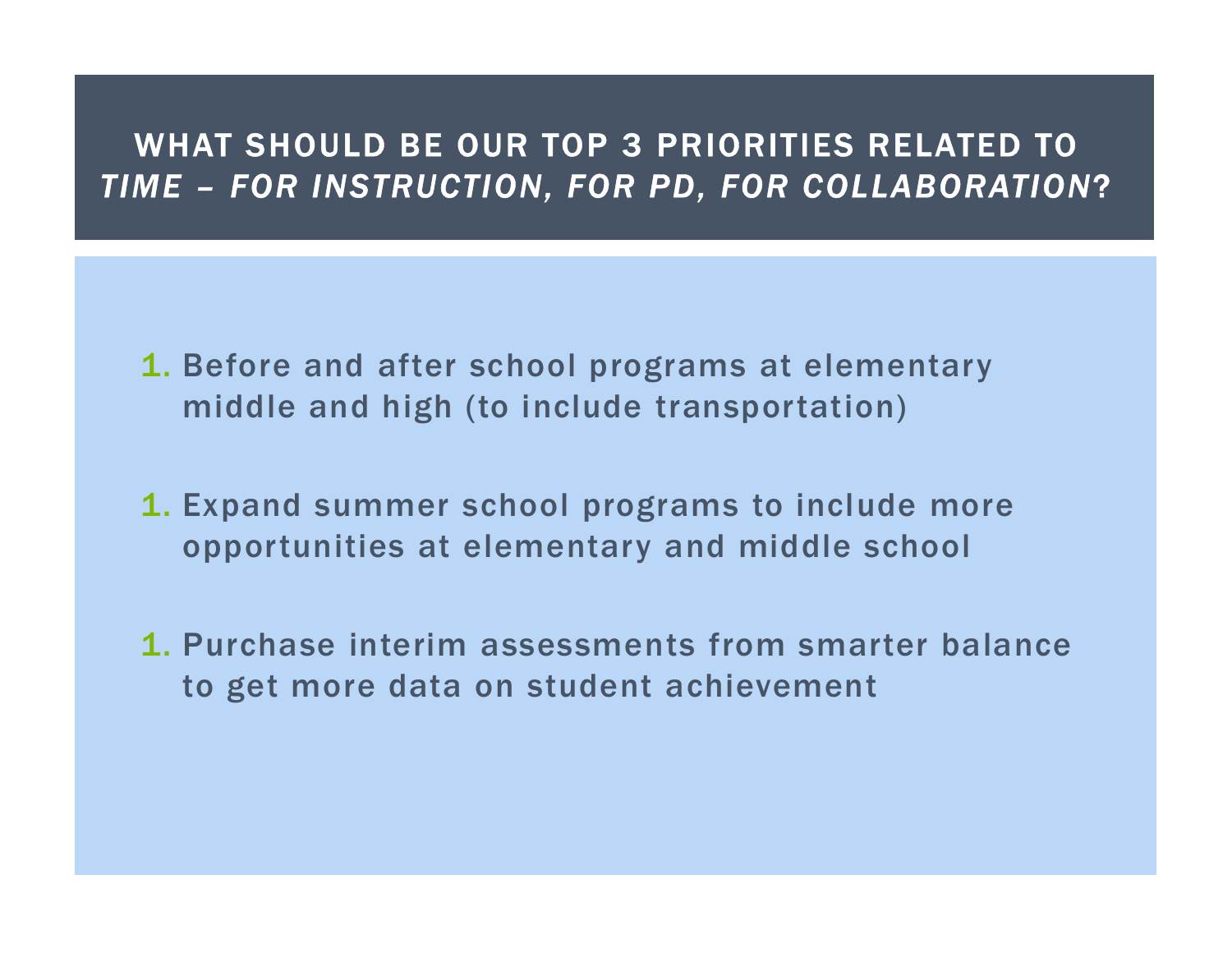# WHAT SHOULD BE OUR TOP 3 PRIORITIES RELATED TO *TIME – FOR INSTRUCTION, FOR PD, FOR COLLABORATION*?

1. Before and after school programs at elementary middle and high (to include transportation)

1. Expand summer school programs to include more opportunities at elementary and middle school

1. Purchase interim assessments from smarter balance to get more data on student achievement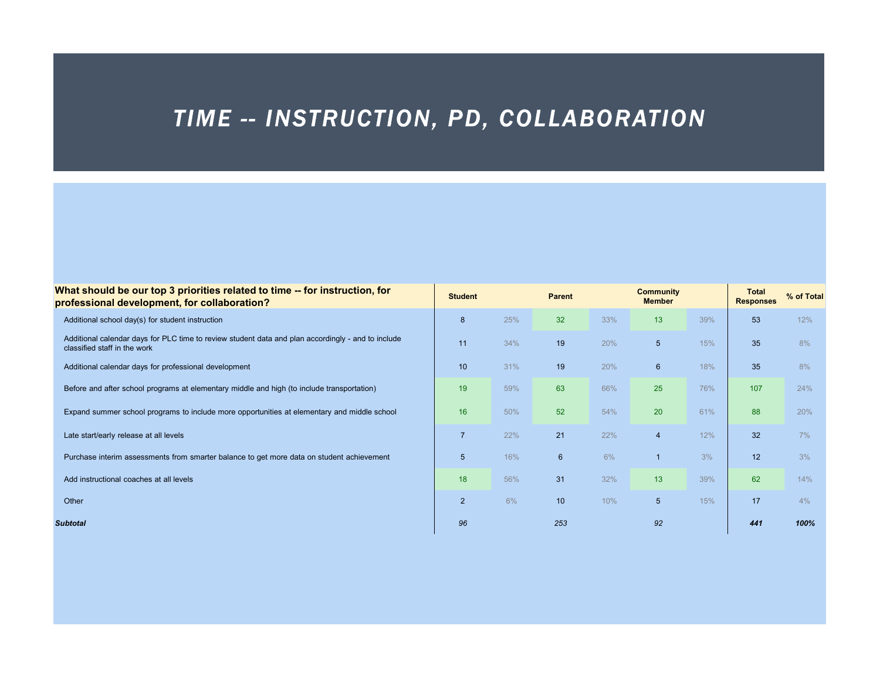# *TIME -- INSTRUCTION, PD, COLLABORATION*

| What should be our top 3 priorities related to time -- for instruction, for professional development, for collaboration? | Student | | Parent | | Community Member | | Total Responses | % of Total |
|---|---|---|---|---|---|---|---|---|
| Additional school day(s) for student instruction | 8 | 25% | 32 | 33% | 13 | 39% | 53 | 12% |
| Additional calendar days for PLC time to review student data and plan accordingly - and to include classified staff in the work | 11 | 34% | 19 | 20% | 5 | 15% | 35 | 8% |
| Additional calendar days for professional development | 10 | 31% | 19 | 20% | 6 | 18% | 35 | 8% |
| Before and after school programs at elementary middle and high (to include transportation) | 19 | 59% | 63 | 66% | 25 | 76% | 107 | 24% |
| Expand summer school programs to include more opportunities at elementary and middle school | 16 | 50% | 52 | 54% | 20 | 61% | 88 | 20% |
| Late start/early release at all levels | 7 | 22% | 21 | 22% | 4 | 12% | 32 | 7% |
| Purchase interim assessments from smarter balance to get more data on student achievement | 5 | 16% | 6 | 6% | 1 | 3% | 12 | 3% |
| Add instructional coaches at all levels | 18 | 56% | 31 | 32% | 13 | 39% | 62 | 14% |
| Other | 2 | 6% | 10 | 10% | 5 | 15% | 17 | 4% |
| ***Subtotal*** | *96* | | *253* | | *92* | | ***441*** | ***100%*** |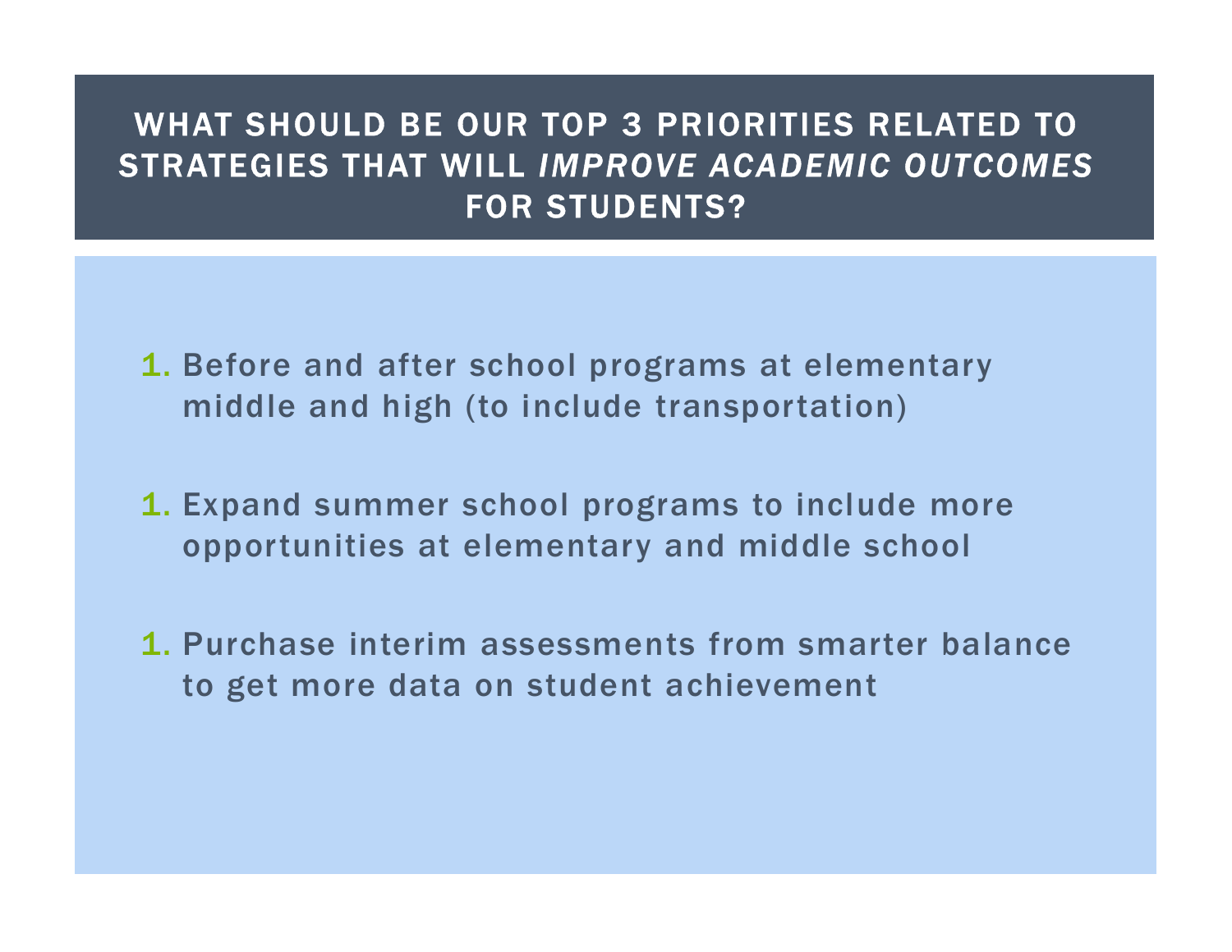# WHAT SHOULD BE OUR TOP 3 PRIORITIES RELATED TO STRATEGIES THAT WILL *IMPROVE ACADEMIC OUTCOMES* FOR STUDENTS?

1. Before and after school programs at elementary middle and high (to include transportation)

1. Expand summer school programs to include more opportunities at elementary and middle school

1. Purchase interim assessments from smarter balance to get more data on student achievement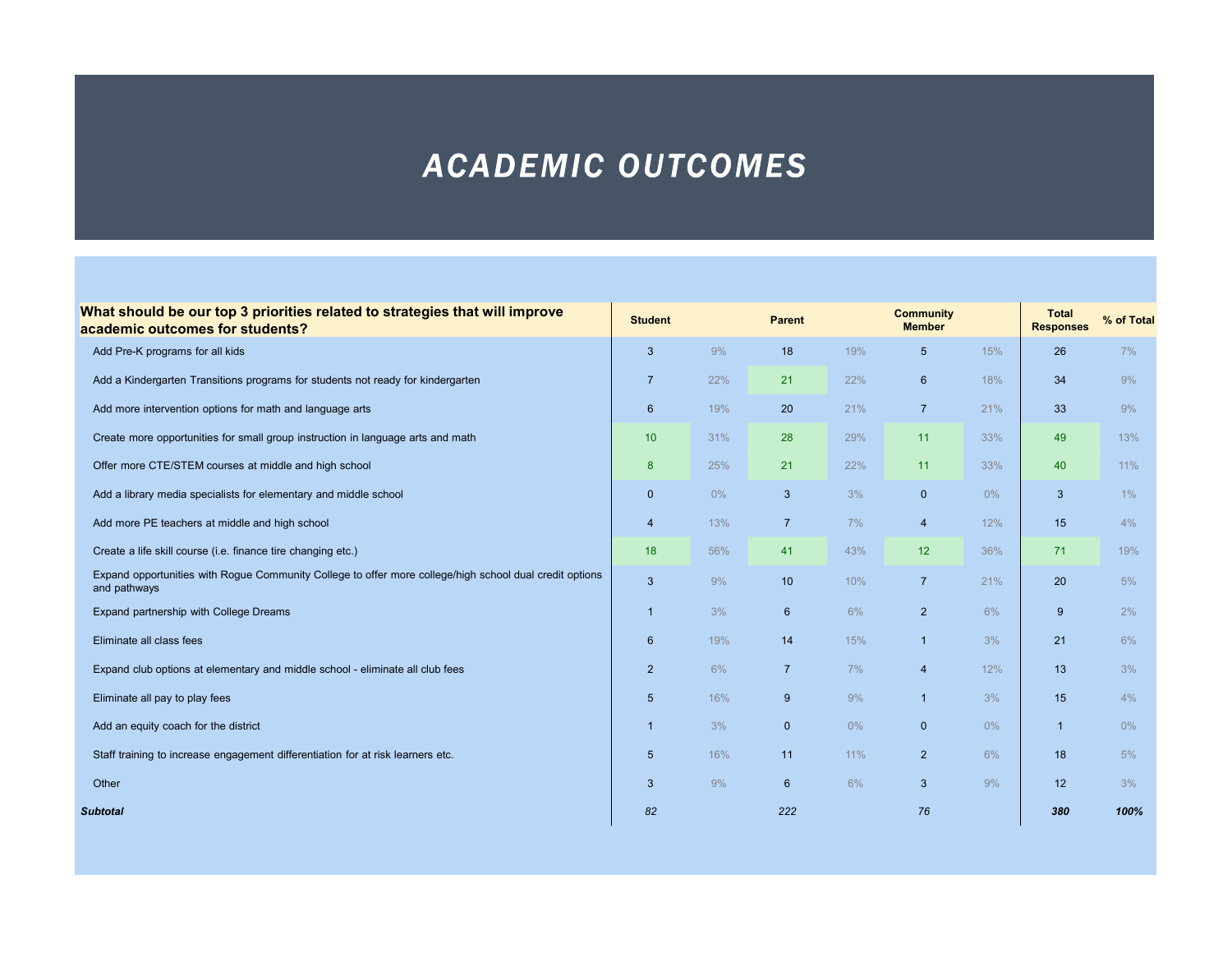# ACADEMIC OUTCOMES

| What should be our top 3 priorities related to strategies that will improve academic outcomes for students? | Student | | Parent | | Community Member | | Total Responses | % of Total |
|---|---|---|---|---|---|---|---|---|
| Add Pre-K programs for all kids | 3 | 9% | 18 | 19% | 5 | 15% | 26 | 7% |
| Add a Kindergarten Transitions programs for students not ready for kindergarten | 7 | 22% | 21 | 22% | 6 | 18% | 34 | 9% |
| Add more intervention options for math and language arts | 6 | 19% | 20 | 21% | 7 | 21% | 33 | 9% |
| Create more opportunities for small group instruction in language arts and math | 10 | 31% | 28 | 29% | 11 | 33% | 49 | 13% |
| Offer more CTE/STEM courses at middle and high school | 8 | 25% | 21 | 22% | 11 | 33% | 40 | 11% |
| Add a library media specialists for elementary and middle school | 0 | 0% | 3 | 3% | 0 | 0% | 3 | 1% |
| Add more PE teachers at middle and high school | 4 | 13% | 7 | 7% | 4 | 12% | 15 | 4% |
| Create a life skill course (i.e. finance tire changing etc.) | 18 | 56% | 41 | 43% | 12 | 36% | 71 | 19% |
| Expand opportunities with Rogue Community College to offer more college/high school dual credit options and pathways | 3 | 9% | 10 | 10% | 7 | 21% | 20 | 5% |
| Expand partnership with College Dreams | 1 | 3% | 6 | 6% | 2 | 6% | 9 | 2% |
| Eliminate all class fees | 6 | 19% | 14 | 15% | 1 | 3% | 21 | 6% |
| Expand club options at elementary and middle school - eliminate all club fees | 2 | 6% | 7 | 7% | 4 | 12% | 13 | 3% |
| Eliminate all pay to play fees | 5 | 16% | 9 | 9% | 1 | 3% | 15 | 4% |
| Add an equity coach for the district | 1 | 3% | 0 | 0% | 0 | 0% | 1 | 0% |
| Staff training to increase engagement differentiation for at risk learners etc. | 5 | 16% | 11 | 11% | 2 | 6% | 18 | 5% |
| Other | 3 | 9% | 6 | 6% | 3 | 9% | 12 | 3% |
| ***Subtotal*** | *82* | | *222* | | *76* | | ***380*** | ***100%*** |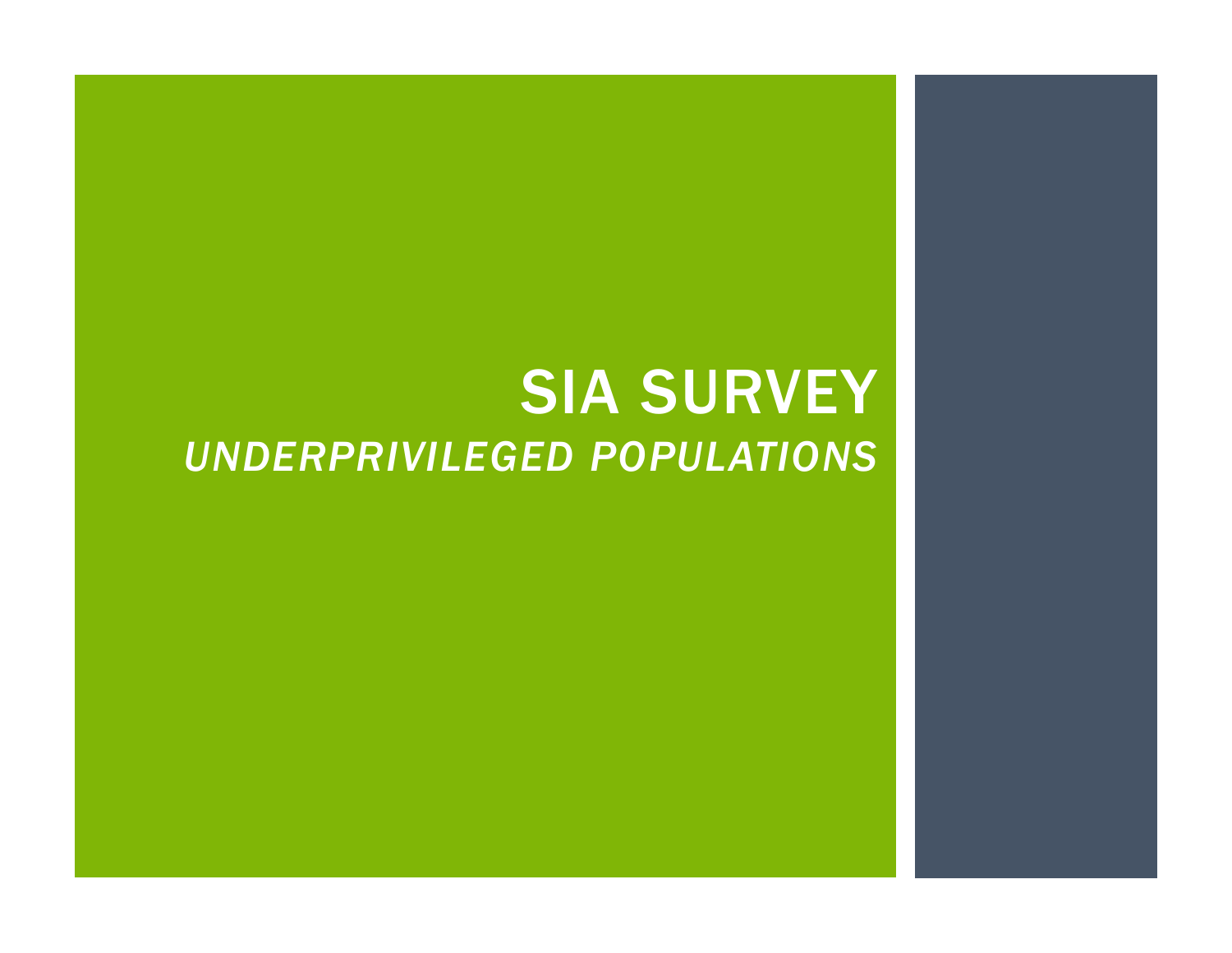# SIA SURVEY

## *UNDERPRIVILEGED POPULATIONS*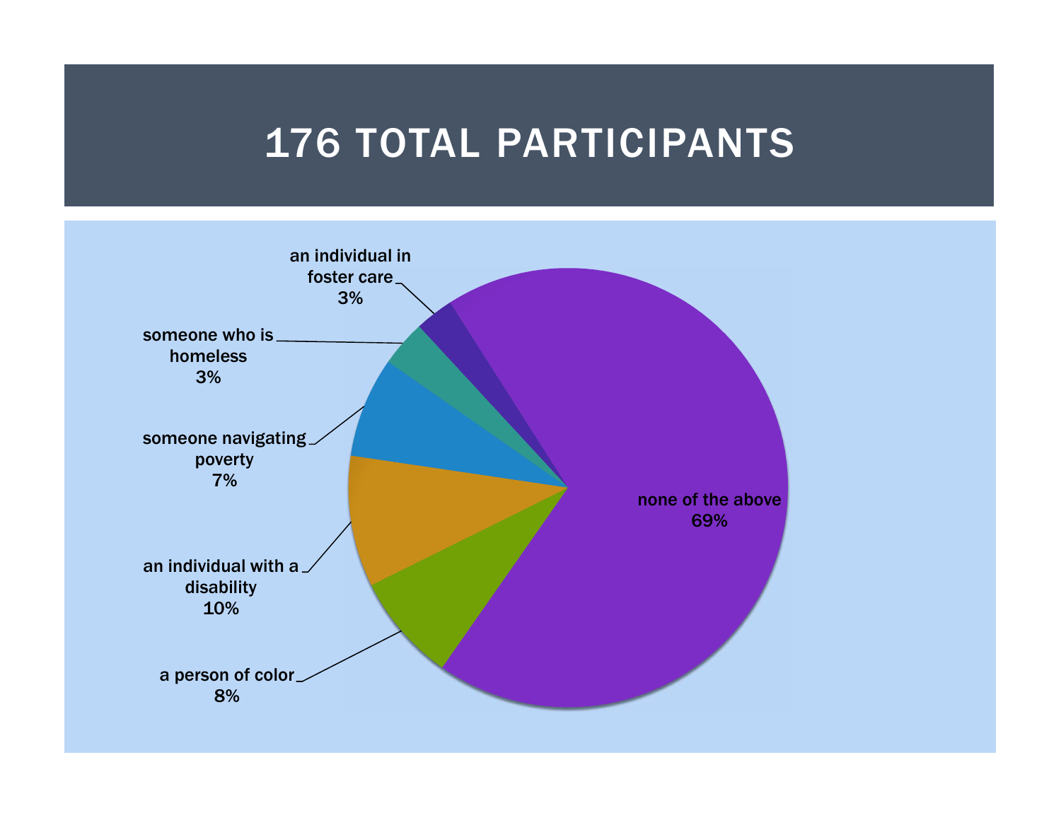# 176 TOTAL PARTICIPANTS

- an individual in foster care 3%
- someone who is homeless 3%
- someone navigating poverty 7%
- an individual with a disability 10%
- a person of color 8%
- none of the above 69%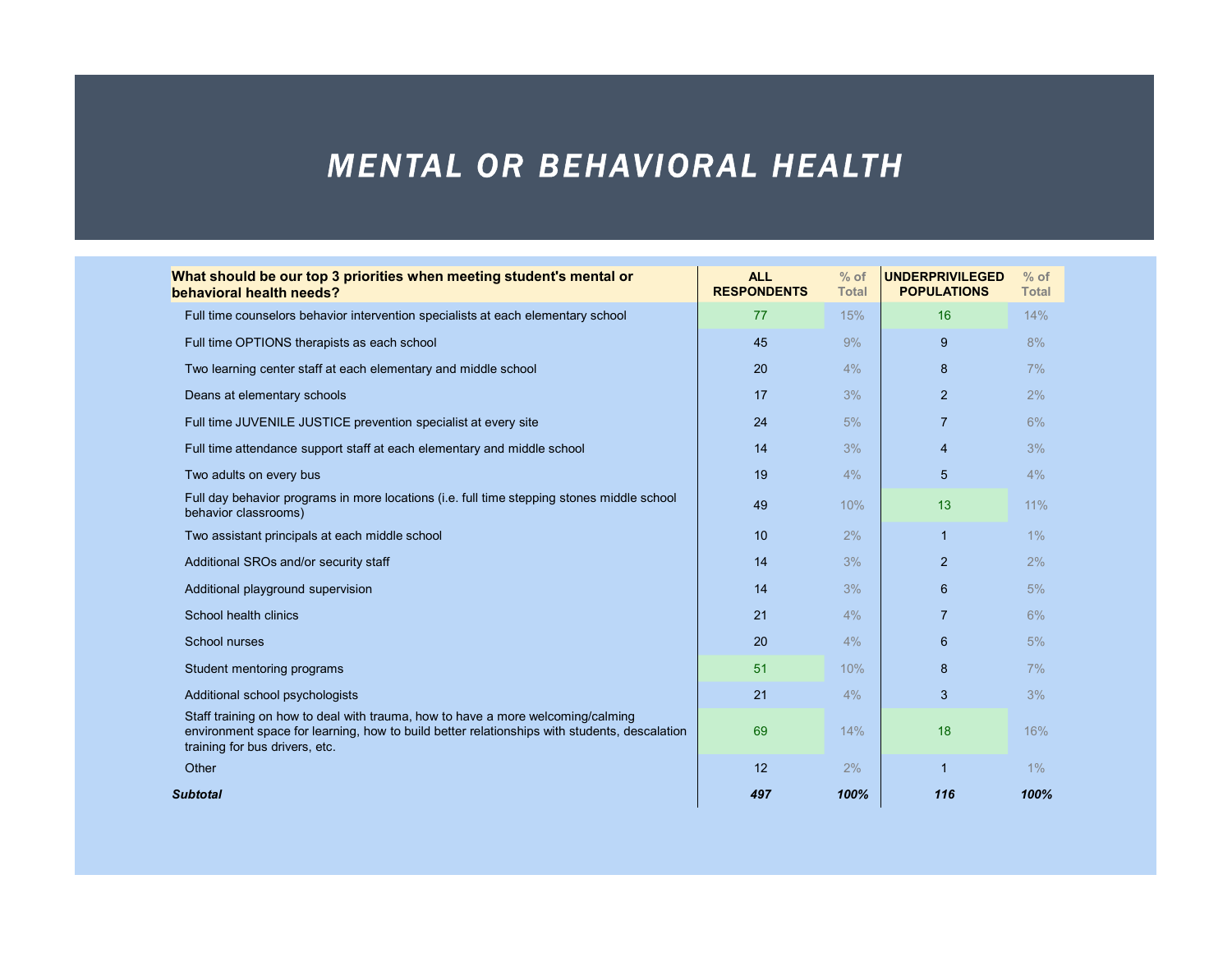# MENTAL OR BEHAVIORAL HEALTH

| What should be our top 3 priorities when meeting student's mental or behavioral health needs? | ALL RESPONDENTS | % of Total | UNDERPRIVILEGED POPULATIONS | % of Total |
|---|---|---|---|---|
| Full time counselors behavior intervention specialists at each elementary school | 77 | 15% | 16 | 14% |
| Full time OPTIONS therapists as each school | 45 | 9% | 9 | 8% |
| Two learning center staff at each elementary and middle school | 20 | 4% | 8 | 7% |
| Deans at elementary schools | 17 | 3% | 2 | 2% |
| Full time JUVENILE JUSTICE prevention specialist at every site | 24 | 5% | 7 | 6% |
| Full time attendance support staff at each elementary and middle school | 14 | 3% | 4 | 3% |
| Two adults on every bus | 19 | 4% | 5 | 4% |
| Full day behavior programs in more locations (i.e. full time stepping stones middle school behavior classrooms) | 49 | 10% | 13 | 11% |
| Two assistant principals at each middle school | 10 | 2% | 1 | 1% |
| Additional SROs and/or security staff | 14 | 3% | 2 | 2% |
| Additional playground supervision | 14 | 3% | 6 | 5% |
| School health clinics | 21 | 4% | 7 | 6% |
| School nurses | 20 | 4% | 6 | 5% |
| Student mentoring programs | 51 | 10% | 8 | 7% |
| Additional school psychologists | 21 | 4% | 3 | 3% |
| Staff training on how to deal with trauma, how to have a more welcoming/calming environment space for learning, how to build better relationships with students, descalation training for bus drivers, etc. | 69 | 14% | 18 | 16% |
| Other | 12 | 2% | 1 | 1% |
| ***Subtotal*** | ***497*** | ***100%*** | ***116*** | ***100%*** |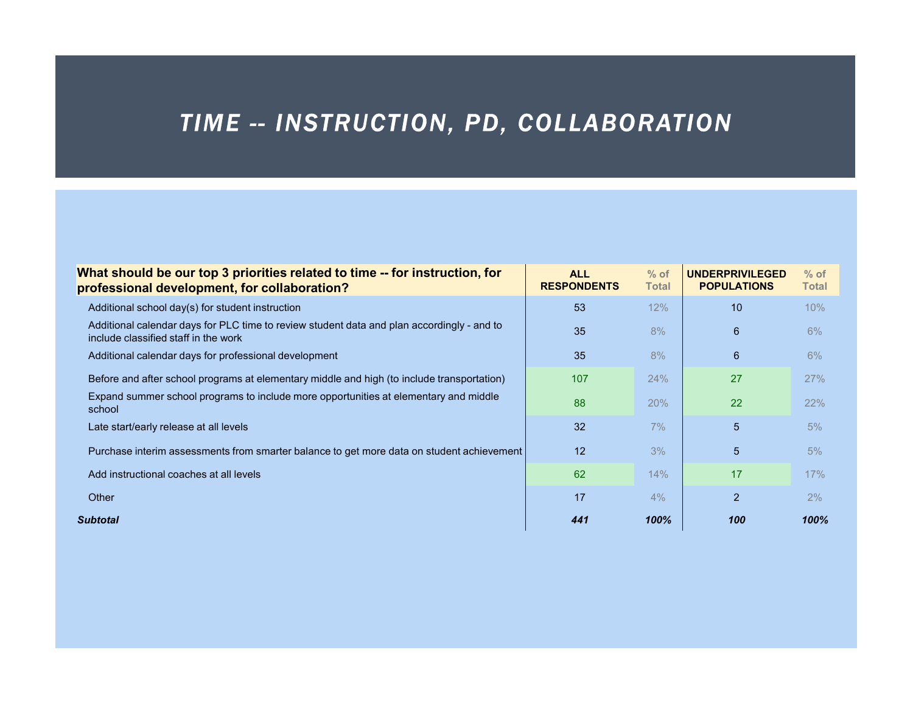# TIME -- INSTRUCTION, PD, COLLABORATION

| What should be our top 3 priorities related to time -- for instruction, for professional development, for collaboration? | ALL RESPONDENTS | % of Total | UNDERPRIVILEGED POPULATIONS | % of Total |
|---|---|---|---|---|
| Additional school day(s) for student instruction | 53 | 12% | 10 | 10% |
| Additional calendar days for PLC time to review student data and plan accordingly - and to include classified staff in the work | 35 | 8% | 6 | 6% |
| Additional calendar days for professional development | 35 | 8% | 6 | 6% |
| Before and after school programs at elementary middle and high (to include transportation) | 107 | 24% | 27 | 27% |
| Expand summer school programs to include more opportunities at elementary and middle school | 88 | 20% | 22 | 22% |
| Late start/early release at all levels | 32 | 7% | 5 | 5% |
| Purchase interim assessments from smarter balance to get more data on student achievement | 12 | 3% | 5 | 5% |
| Add instructional coaches at all levels | 62 | 14% | 17 | 17% |
| Other | 17 | 4% | 2 | 2% |
| ***Subtotal*** | ***441*** | ***100%*** | ***100*** | ***100%*** |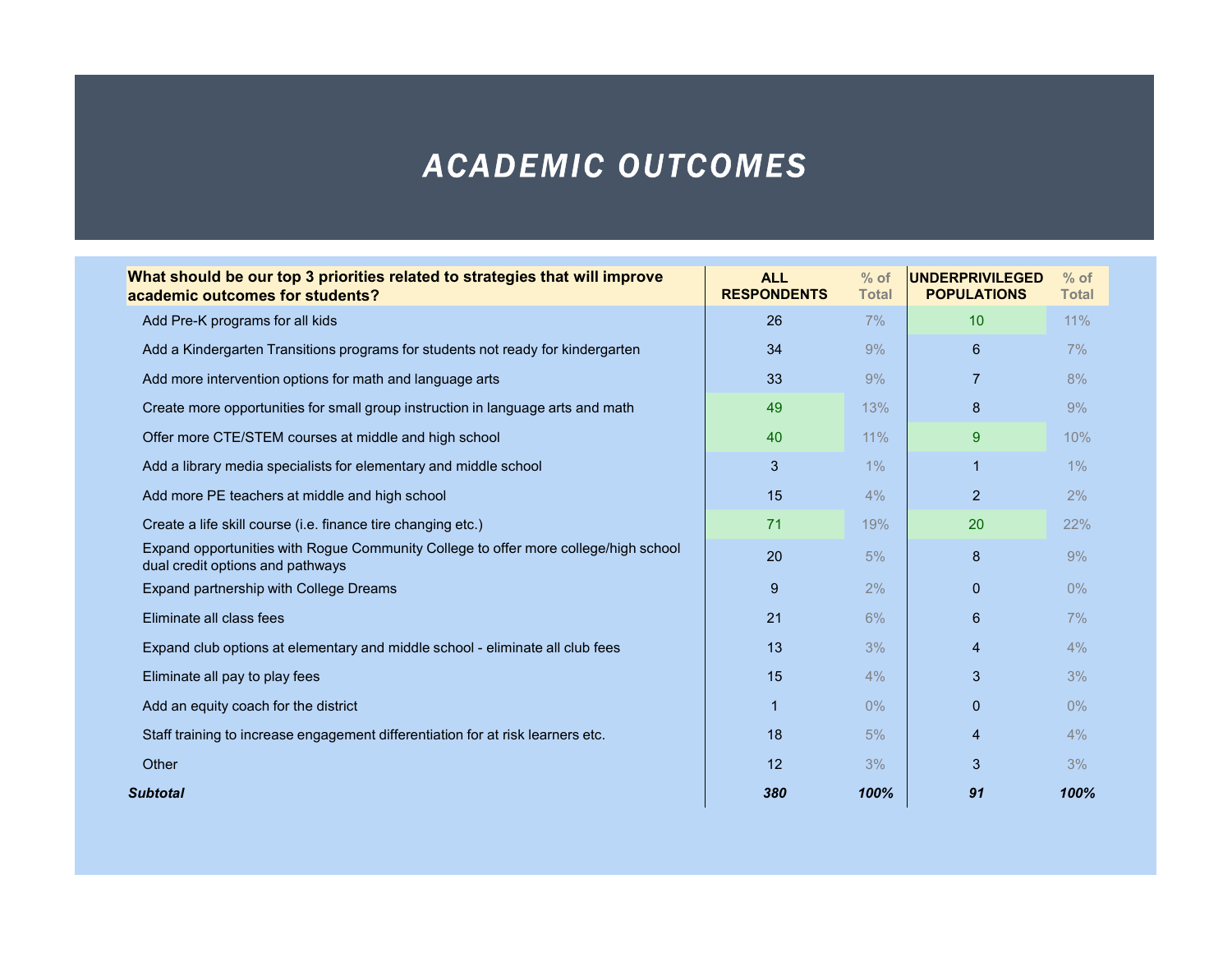# ACADEMIC OUTCOMES

| What should be our top 3 priorities related to strategies that will improve academic outcomes for students? | ALL RESPONDENTS | % of Total | UNDERPRIVILEGED POPULATIONS | % of Total |
|---|---|---|---|---|
| Add Pre-K programs for all kids | 26 | 7% | 10 | 11% |
| Add a Kindergarten Transitions programs for students not ready for kindergarten | 34 | 9% | 6 | 7% |
| Add more intervention options for math and language arts | 33 | 9% | 7 | 8% |
| Create more opportunities for small group instruction in language arts and math | 49 | 13% | 8 | 9% |
| Offer more CTE/STEM courses at middle and high school | 40 | 11% | 9 | 10% |
| Add a library media specialists for elementary and middle school | 3 | 1% | 1 | 1% |
| Add more PE teachers at middle and high school | 15 | 4% | 2 | 2% |
| Create a life skill course (i.e. finance tire changing etc.) | 71 | 19% | 20 | 22% |
| Expand opportunities with Rogue Community College to offer more college/high school dual credit options and pathways | 20 | 5% | 8 | 9% |
| Expand partnership with College Dreams | 9 | 2% | 0 | 0% |
| Eliminate all class fees | 21 | 6% | 6 | 7% |
| Expand club options at elementary and middle school - eliminate all club fees | 13 | 3% | 4 | 4% |
| Eliminate all pay to play fees | 15 | 4% | 3 | 3% |
| Add an equity coach for the district | 1 | 0% | 0 | 0% |
| Staff training to increase engagement differentiation for at risk learners etc. | 18 | 5% | 4 | 4% |
| Other | 12 | 3% | 3 | 3% |
| ***Subtotal*** | ***380*** | ***100%*** | ***91*** | ***100%*** |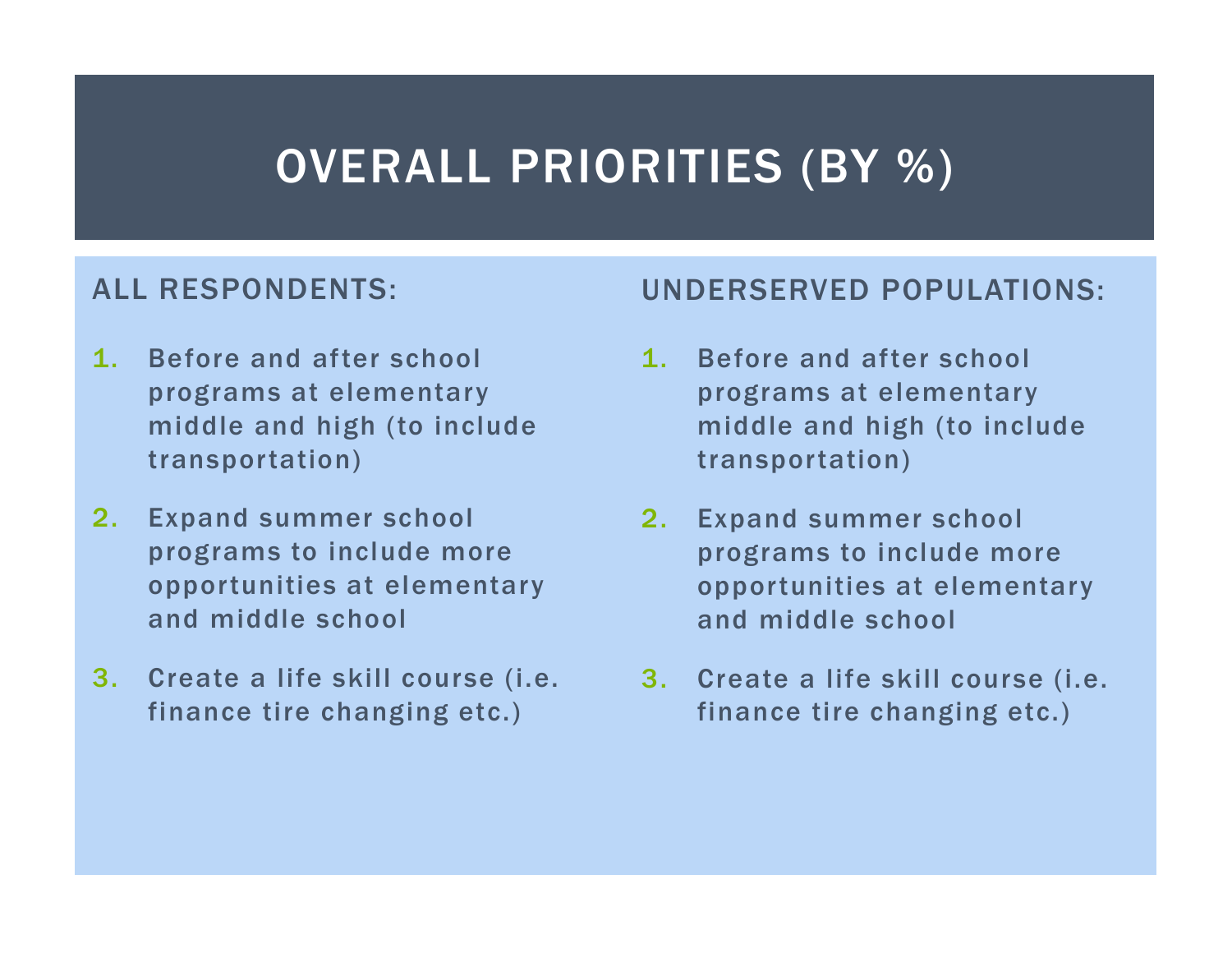# OVERALL PRIORITIES (BY %)

## ALL RESPONDENTS:

1. Before and after school programs at elementary middle and high (to include transportation)
2. Expand summer school programs to include more opportunities at elementary and middle school
3. Create a life skill course (i.e. finance tire changing etc.)

## UNDERSERVED POPULATIONS:

1. Before and after school programs at elementary middle and high (to include transportation)
2. Expand summer school programs to include more opportunities at elementary and middle school
3. Create a life skill course (i.e. finance tire changing etc.)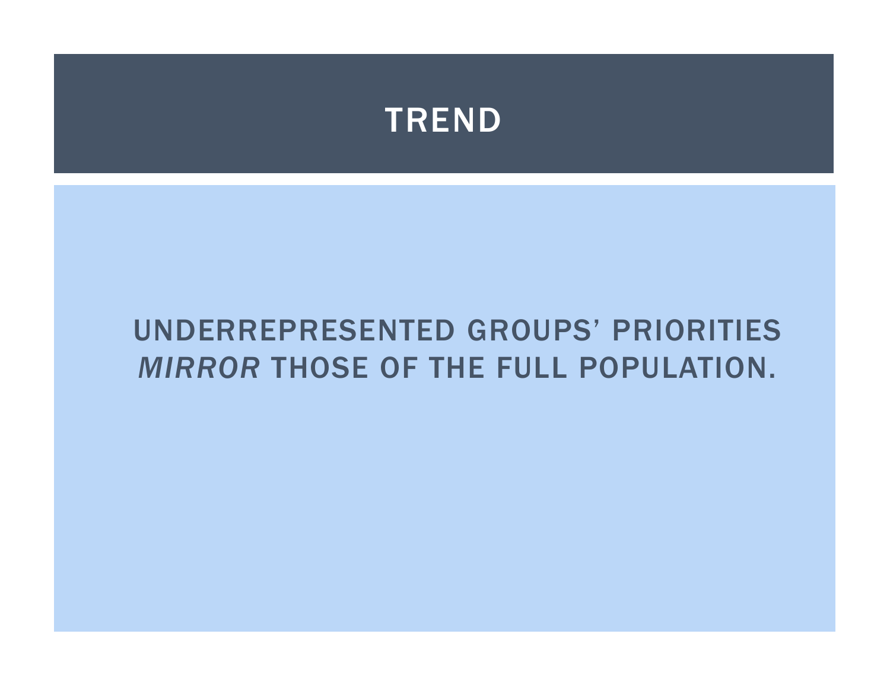# TREND

UNDERREPRESENTED GROUPS' PRIORITIES *MIRROR* THOSE OF THE FULL POPULATION.